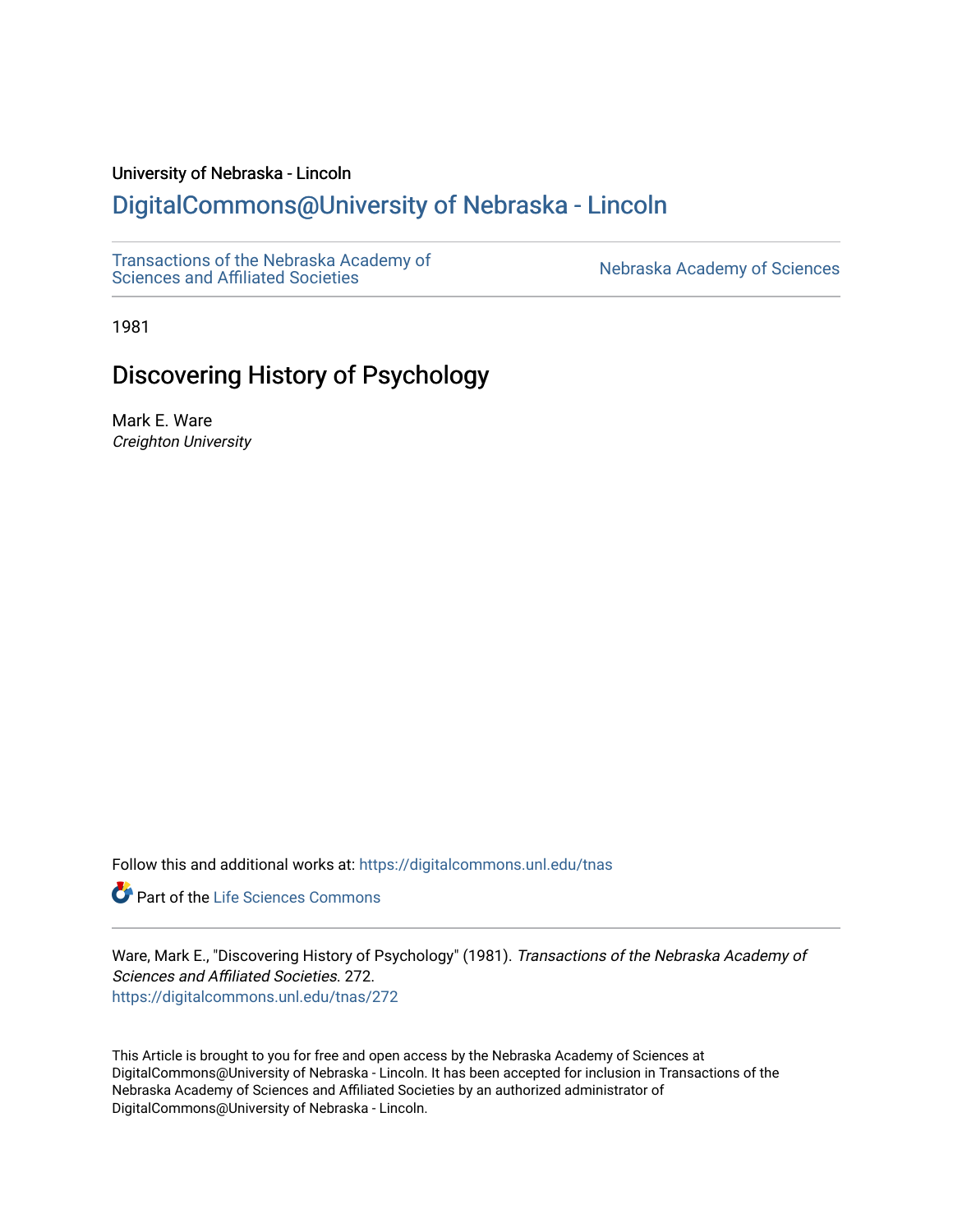University of Nebraska - Lincoln

## DigitalCommons@University of Nebraska - Lincoln

Transactions of the Nebraska Academy of Sciences and Affiliated Societies

Nebraska Academy of Sciences

1981

# Discovering History of Psychology

Mark E. Ware
*Creighton University*

Follow this and additional works at: https://digitalcommons.unl.edu/tnas

Part of the Life Sciences Commons

Ware, Mark E., "Discovering History of Psychology" (1981). *Transactions of the Nebraska Academy of Sciences and Affiliated Societies*. 272.
https://digitalcommons.unl.edu/tnas/272

This Article is brought to you for free and open access by the Nebraska Academy of Sciences at DigitalCommons@University of Nebraska - Lincoln. It has been accepted for inclusion in Transactions of the Nebraska Academy of Sciences and Affiliated Societies by an authorized administrator of DigitalCommons@University of Nebraska - Lincoln.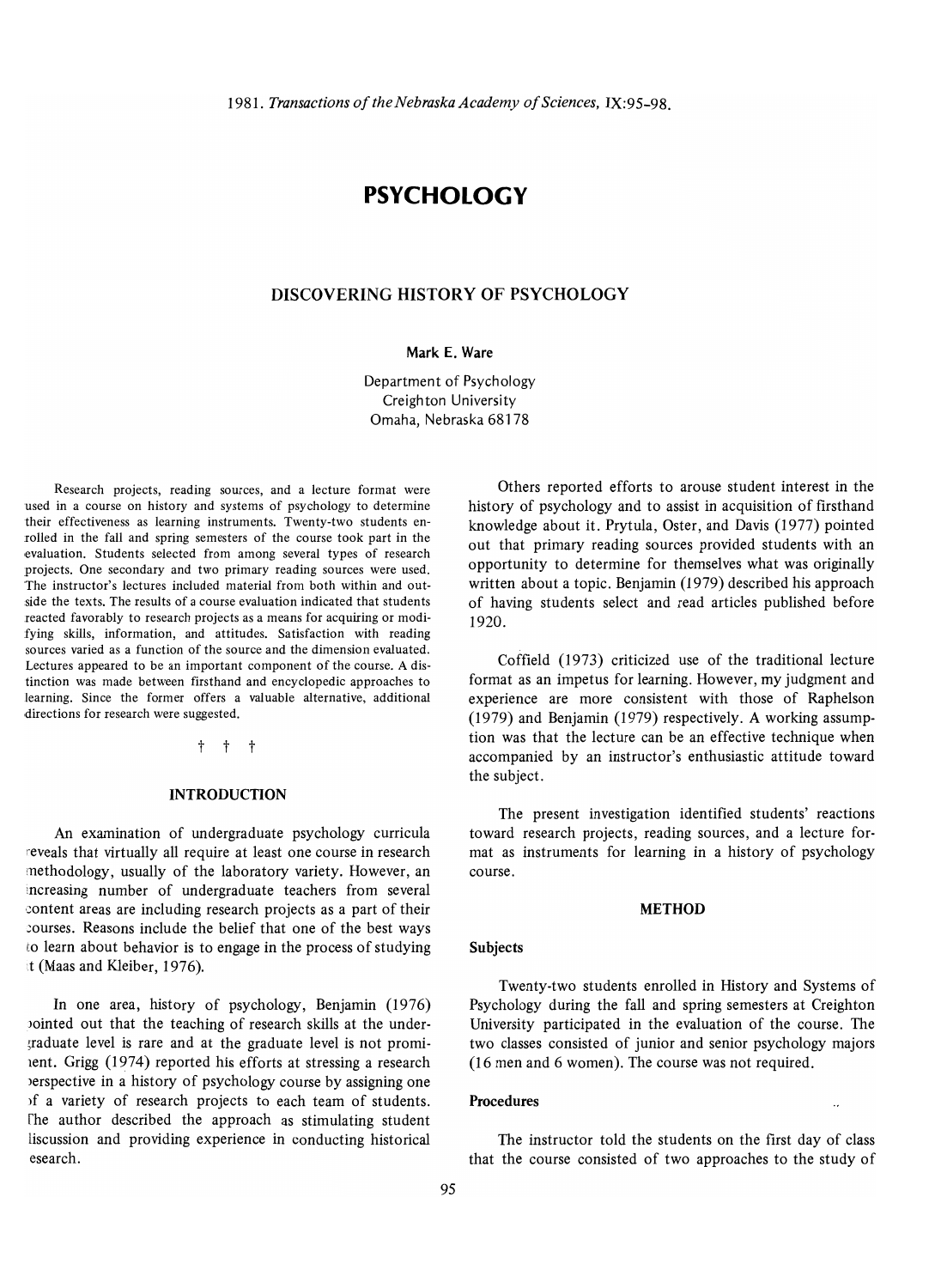# PSYCHOLOGY

## DISCOVERING HISTORY OF PSYCHOLOGY

**Mark E. Ware**

Department of Psychology
Creighton University
Omaha, Nebraska 68178

Research projects, reading sources, and a lecture format were used in a course on history and systems of psychology to determine their effectiveness as learning instruments. Twenty-two students enrolled in the fall and spring semesters of the course took part in the evaluation. Students selected from among several types of research projects. One secondary and two primary reading sources were used. The instructor's lectures included material from both within and outside the texts. The results of a course evaluation indicated that students reacted favorably to research projects as a means for acquiring or modifying skills, information, and attitudes. Satisfaction with reading sources varied as a function of the source and the dimension evaluated. Lectures appeared to be an important component of the course. A distinction was made between firsthand and encyclopedic approaches to learning. Since the former offers a valuable alternative, additional directions for research were suggested.

† † †

### INTRODUCTION

An examination of undergraduate psychology curricula reveals that virtually all require at least one course in research methodology, usually of the laboratory variety. However, an increasing number of undergraduate teachers from several content areas are including research projects as a part of their courses. Reasons include the belief that one of the best ways to learn about behavior is to engage in the process of studying it (Maas and Kleiber, 1976).

In one area, history of psychology, Benjamin (1976) pointed out that the teaching of research skills at the undergraduate level is rare and at the graduate level is not prominent. Grigg (1974) reported his efforts at stressing a research perspective in a history of psychology course by assigning one of a variety of research projects to each team of students. The author described the approach as stimulating student discussion and providing experience in conducting historical research.

Others reported efforts to arouse student interest in the history of psychology and to assist in acquisition of firsthand knowledge about it. Prytula, Oster, and Davis (1977) pointed out that primary reading sources provided students with an opportunity to determine for themselves what was originally written about a topic. Benjamin (1979) described his approach of having students select and read articles published before 1920.

Coffield (1973) criticized use of the traditional lecture format as an impetus for learning. However, my judgment and experience are more consistent with those of Raphelson (1979) and Benjamin (1979) respectively. A working assumption was that the lecture can be an effective technique when accompanied by an instructor's enthusiastic attitude toward the subject.

The present investigation identified students' reactions toward research projects, reading sources, and a lecture format as instruments for learning in a history of psychology course.

### METHOD

#### Subjects

Twenty-two students enrolled in History and Systems of Psychology during the fall and spring semesters at Creighton University participated in the evaluation of the course. The two classes consisted of junior and senior psychology majors (16 men and 6 women). The course was not required.

#### Procedures

The instructor told the students on the first day of class that the course consisted of two approaches to the study of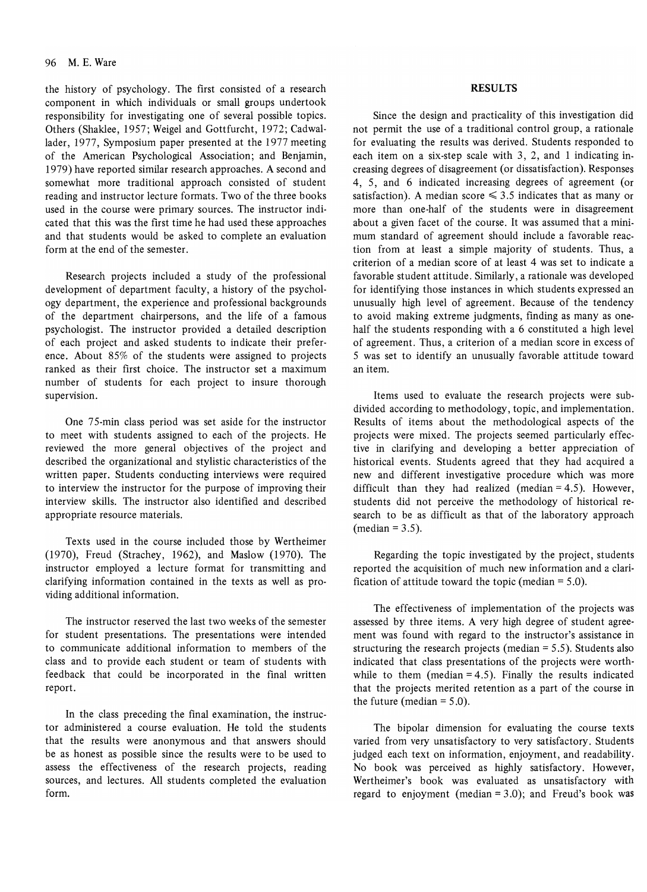the history of psychology. The first consisted of a research component in which individuals or small groups undertook responsibility for investigating one of several possible topics. Others (Shaklee, 1957; Weigel and Gottfurcht, 1972; Cadwallader, 1977, Symposium paper presented at the 1977 meeting of the American Psychological Association; and Benjamin, 1979) have reported similar research approaches. A second and somewhat more traditional approach consisted of student reading and instructor lecture formats. Two of the three books used in the course were primary sources. The instructor indicated that this was the first time he had used these approaches and that students would be asked to complete an evaluation form at the end of the semester.

Research projects included a study of the professional development of department faculty, a history of the psychology department, the experience and professional backgrounds of the department chairpersons, and the life of a famous psychologist. The instructor provided a detailed description of each project and asked students to indicate their preference. About 85% of the students were assigned to projects ranked as their first choice. The instructor set a maximum number of students for each project to insure thorough supervision.

One 75-min class period was set aside for the instructor to meet with students assigned to each of the projects. He reviewed the more general objectives of the project and described the organizational and stylistic characteristics of the written paper. Students conducting interviews were required to interview the instructor for the purpose of improving their interview skills. The instructor also identified and described appropriate resource materials.

Texts used in the course included those by Wertheimer (1970), Freud (Strachey, 1962), and Maslow (1970). The instructor employed a lecture format for transmitting and clarifying information contained in the texts as well as providing additional information.

The instructor reserved the last two weeks of the semester for student presentations. The presentations were intended to communicate additional information to members of the class and to provide each student or team of students with feedback that could be incorporated in the final written report.

In the class preceding the final examination, the instructor administered a course evaluation. He told the students that the results were anonymous and that answers should be as honest as possible since the results were to be used to assess the effectiveness of the research projects, reading sources, and lectures. All students completed the evaluation form.

## RESULTS

Since the design and practicality of this investigation did not permit the use of a traditional control group, a rationale for evaluating the results was derived. Students responded to each item on a six-step scale with 3, 2, and 1 indicating increasing degrees of disagreement (or dissatisfaction). Responses 4, 5, and 6 indicated increasing degrees of agreement (or satisfaction). A median score $\leqslant 3.5$ indicates that as many or more than one-half of the students were in disagreement about a given facet of the course. It was assumed that a minimum standard of agreement should include a favorable reaction from at least a simple majority of students. Thus, a criterion of a median score of at least 4 was set to indicate a favorable student attitude. Similarly, a rationale was developed for identifying those instances in which students expressed an unusually high level of agreement. Because of the tendency to avoid making extreme judgments, finding as many as one-half the students responding with a 6 constituted a high level of agreement. Thus, a criterion of a median score in excess of 5 was set to identify an unusually favorable attitude toward an item.

Items used to evaluate the research projects were subdivided according to methodology, topic, and implementation. Results of items about the methodological aspects of the projects were mixed. The projects seemed particularly effective in clarifying and developing a better appreciation of historical events. Students agreed that they had acquired a new and different investigative procedure which was more difficult than they had realized (median = 4.5). However, students did not perceive the methodology of historical research to be as difficult as that of the laboratory approach (median = 3.5).

Regarding the topic investigated by the project, students reported the acquisition of much new information and a clarification of attitude toward the topic (median = 5.0).

The effectiveness of implementation of the projects was assessed by three items. A very high degree of student agreement was found with regard to the instructor's assistance in structuring the research projects (median = 5.5). Students also indicated that class presentations of the projects were worthwhile to them (median = 4.5). Finally the results indicated that the projects merited retention as a part of the course in the future (median = 5.0).

The bipolar dimension for evaluating the course texts varied from very unsatisfactory to very satisfactory. Students judged each text on information, enjoyment, and readability. No book was perceived as highly satisfactory. However, Wertheimer's book was evaluated as unsatisfactory with regard to enjoyment (median = 3.0); and Freud's book was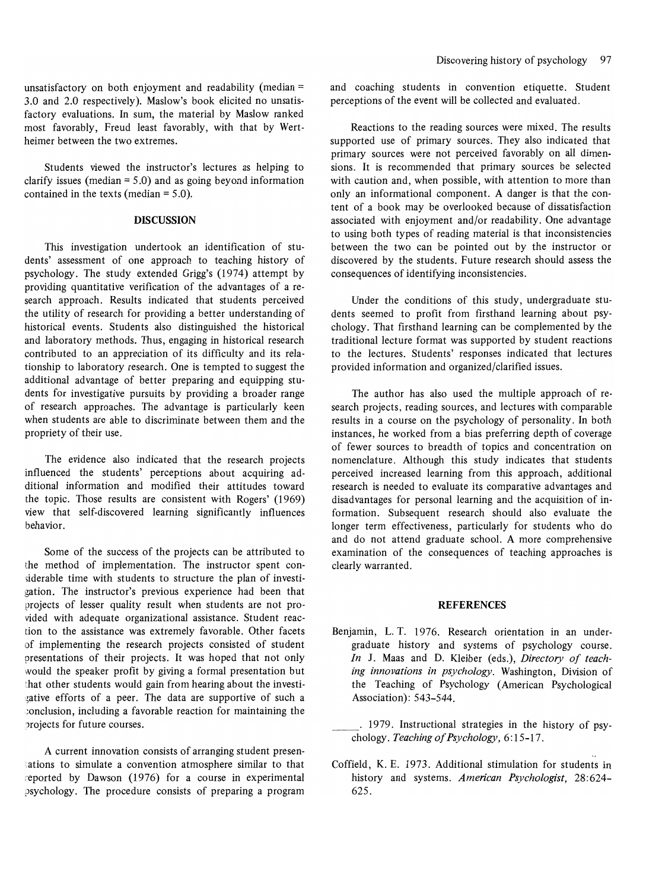unsatisfactory on both enjoyment and readability (median = 3.0 and 2.0 respectively). Maslow's book elicited no unsatisfactory evaluations. In sum, the material by Maslow ranked most favorably, Freud least favorably, with that by Wertheimer between the two extremes.

Students viewed the instructor's lectures as helping to clarify issues (median = 5.0) and as going beyond information contained in the texts (median = 5.0).

## DISCUSSION

This investigation undertook an identification of students' assessment of one approach to teaching history of psychology. The study extended Grigg's (1974) attempt by providing quantitative verification of the advantages of a research approach. Results indicated that students perceived the utility of research for providing a better understanding of historical events. Students also distinguished the historical and laboratory methods. Thus, engaging in historical research contributed to an appreciation of its difficulty and its relationship to laboratory research. One is tempted to suggest the additional advantage of better preparing and equipping students for investigative pursuits by providing a broader range of research approaches. The advantage is particularly keen when students are able to discriminate between them and the propriety of their use.

The evidence also indicated that the research projects influenced the students' perceptions about acquiring additional information and modified their attitudes toward the topic. Those results are consistent with Rogers' (1969) view that self-discovered learning significantly influences behavior.

Some of the success of the projects can be attributed to the method of implementation. The instructor spent considerable time with students to structure the plan of investigation. The instructor's previous experience had been that projects of lesser quality result when students are not provided with adequate organizational assistance. Student reaction to the assistance was extremely favorable. Other facets of implementing the research projects consisted of student presentations of their projects. It was hoped that not only would the speaker profit by giving a formal presentation but that other students would gain from hearing about the investigative efforts of a peer. The data are supportive of such a conclusion, including a favorable reaction for maintaining the projects for future courses.

A current innovation consists of arranging student presentations to simulate a convention atmosphere similar to that reported by Dawson (1976) for a course in experimental psychology. The procedure consists of preparing a program and coaching students in convention etiquette. Student perceptions of the event will be collected and evaluated.

Reactions to the reading sources were mixed. The results supported use of primary sources. They also indicated that primary sources were not perceived favorably on all dimensions. It is recommended that primary sources be selected with caution and, when possible, with attention to more than only an informational component. A danger is that the content of a book may be overlooked because of dissatisfaction associated with enjoyment and/or readability. One advantage to using both types of reading material is that inconsistencies between the two can be pointed out by the instructor or discovered by the students. Future research should assess the consequences of identifying inconsistencies.

Under the conditions of this study, undergraduate students seemed to profit from firsthand learning about psychology. That firsthand learning can be complemented by the traditional lecture format was supported by student reactions to the lectures. Students' responses indicated that lectures provided information and organized/clarified issues.

The author has also used the multiple approach of research projects, reading sources, and lectures with comparable results in a course on the psychology of personality. In both instances, he worked from a bias preferring depth of coverage of fewer sources to breadth of topics and concentration on nomenclature. Although this study indicates that students perceived increased learning from this approach, additional research is needed to evaluate its comparative advantages and disadvantages for personal learning and the acquisition of information. Subsequent research should also evaluate the longer term effectiveness, particularly for students who do and do not attend graduate school. A more comprehensive examination of the consequences of teaching approaches is clearly warranted.

## REFERENCES

Benjamin, L. T. 1976. Research orientation in an undergraduate history and systems of psychology course. *In* J. Maas and D. Kleiber (eds.), *Directory of teaching innovations in psychology*. Washington, Division of the Teaching of Psychology (American Psychological Association): 543–544.

\_\_\_\_\_. 1979. Instructional strategies in the history of psychology. *Teaching of Psychology,* 6:15–17.

Coffield, K. E. 1973. Additional stimulation for students in history and systems. *American Psychologist,* 28:624–625.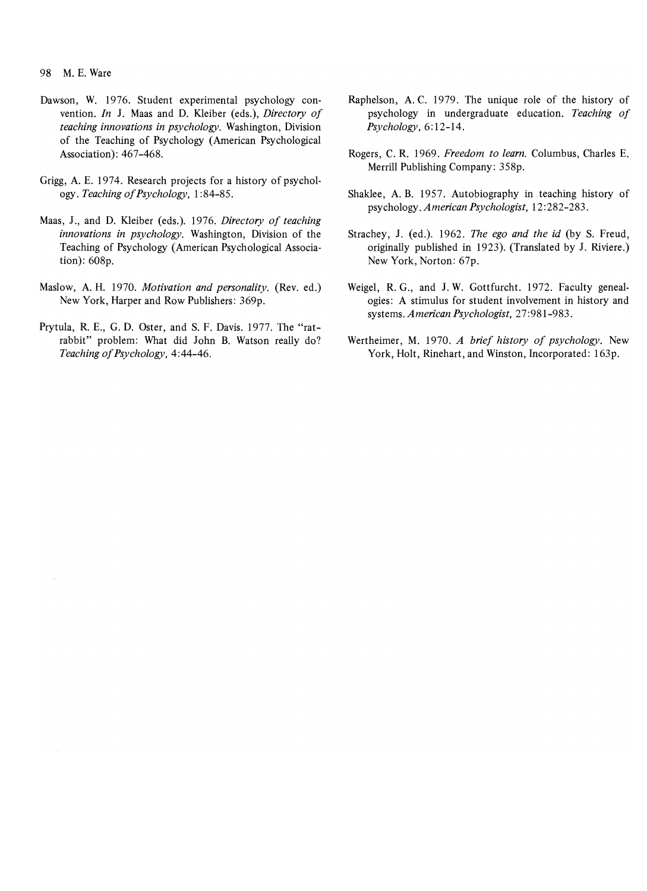Dawson, W. 1976. Student experimental psychology convention. *In* J. Maas and D. Kleiber (eds.), *Directory of teaching innovations in psychology*. Washington, Division of the Teaching of Psychology (American Psychological Association): 467–468.

Grigg, A. E. 1974. Research projects for a history of psychology. *Teaching of Psychology,* 1:84–85.

Maas, J., and D. Kleiber (eds.). 1976. *Directory of teaching innovations in psychology*. Washington, Division of the Teaching of Psychology (American Psychological Association): 608p.

Maslow, A. H. 1970. *Motivation and personality*. (Rev. ed.) New York, Harper and Row Publishers: 369p.

Prytula, R. E., G. D. Oster, and S. F. Davis. 1977. The "rat-rabbit" problem: What did John B. Watson really do? *Teaching of Psychology,* 4:44–46.

Raphelson, A. C. 1979. The unique role of the history of psychology in undergraduate education. *Teaching of Psychology,* 6:12–14.

Rogers, C. R. 1969. *Freedom to learn.* Columbus, Charles E. Merrill Publishing Company: 358p.

Shaklee, A. B. 1957. Autobiography in teaching history of psychology. *American Psychologist,* 12:282–283.

Strachey, J. (ed.). 1962. *The ego and the id* (by S. Freud, originally published in 1923). (Translated by J. Riviere.) New York, Norton: 67p.

Weigel, R. G., and J. W. Gottfurcht. 1972. Faculty genealogies: A stimulus for student involvement in history and systems. *American Psychologist,* 27:981–983.

Wertheimer, M. 1970. *A brief history of psychology*. New York, Holt, Rinehart, and Winston, Incorporated: 163p.